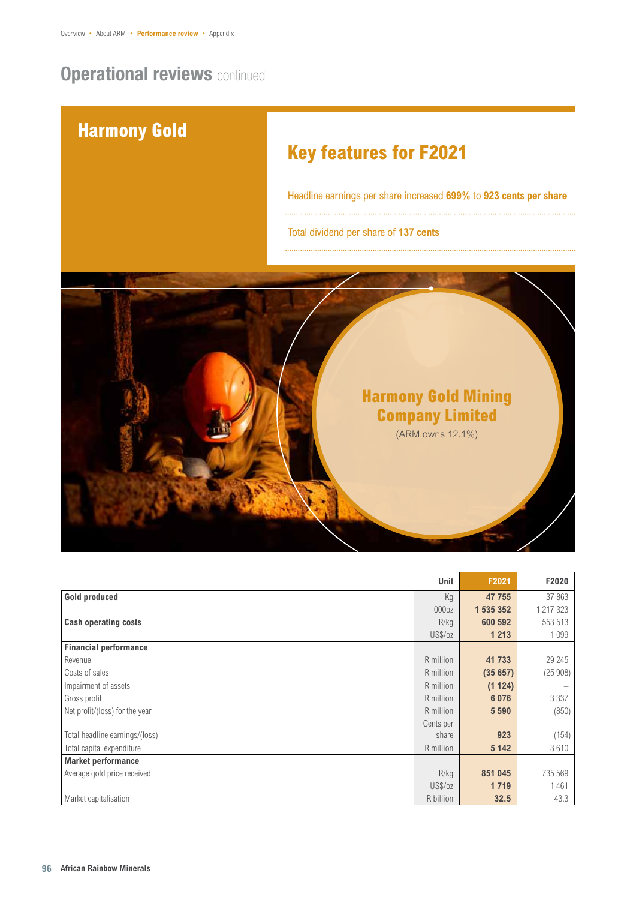# Operational reviews continued

## Harmony Gold

### Key features for F2021

Headline earnings per share increased **699%** to **923 cents per share**

Total dividend per share of **137 cents**

**Harmony Gold Mining Company Limited**

(ARM owns 12.1%)

| | Unit | F2021 | F2020 |
|---|---|---|---|
| **Gold produced** | Kg | **47 755** | 37 863 |
| | 000oz | **1 535 352** | 1 217 323 |
| **Cash operating costs** | R/kg | **600 592** | 553 513 |
| | US$/oz | **1 213** | 1 099 |
| **Financial performance** | | | |
| Revenue | R million | **41 733** | 29 245 |
| Costs of sales | R million | **(35 657)** | (25 908) |
| Impairment of assets | R million | **(1 124)** | – |
| Gross profit | R million | **6 076** | 3 337 |
| Net profit/(loss) for the year | R million | **5 590** | (850) |
| Total headline earnings/(loss) | Cents per share | **923** | (154) |
| Total capital expenditure | R million | **5 142** | 3 610 |
| **Market performance** | | | |
| Average gold price received | R/kg | **851 045** | 735 569 |
| | US$/oz | **1 719** | 1 461 |
| Market capitalisation | R billion | **32.5** | 43.3 |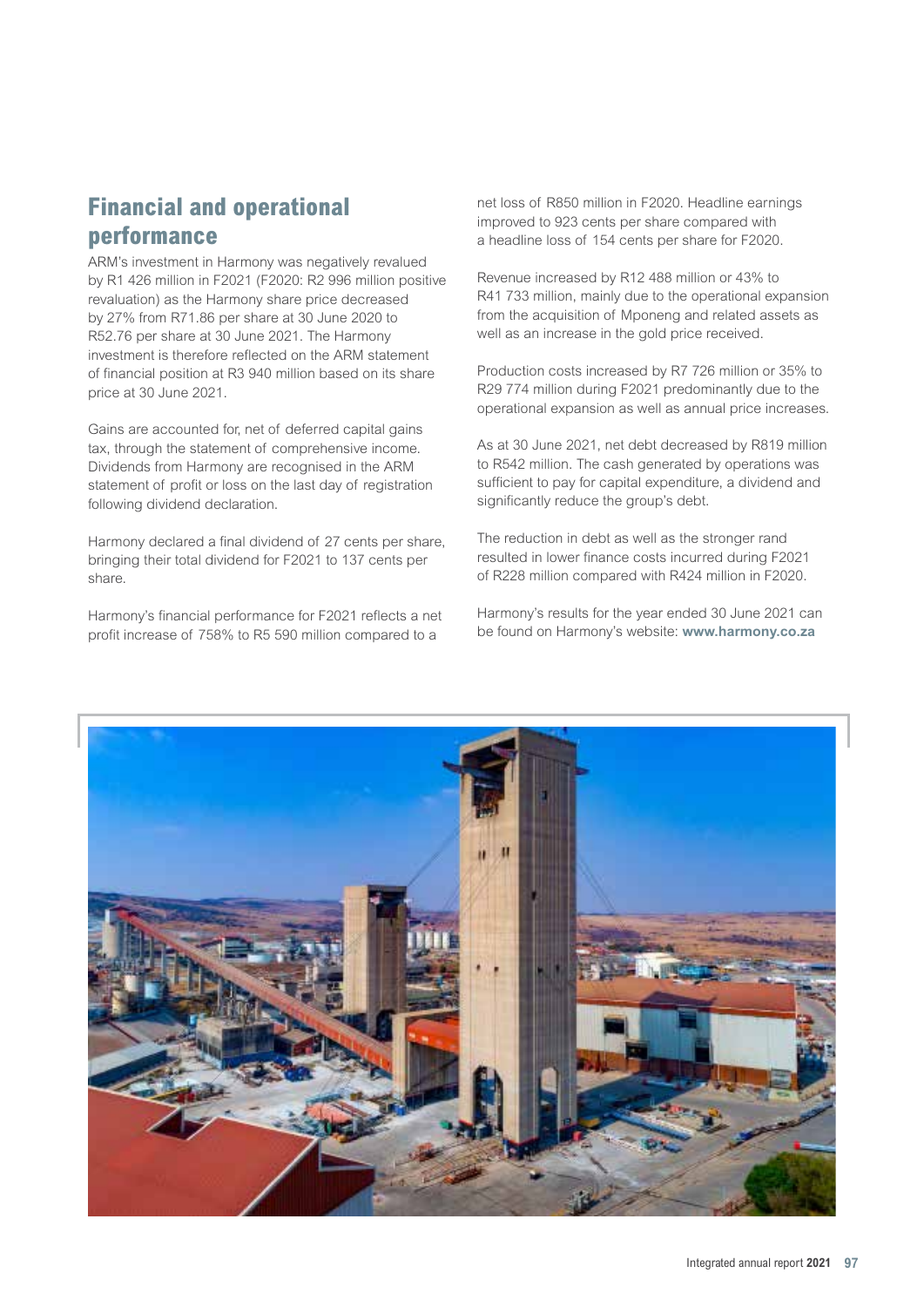## Financial and operational performance

ARM's investment in Harmony was negatively revalued by R1 426 million in F2021 (F2020: R2 996 million positive revaluation) as the Harmony share price decreased by 27% from R71.86 per share at 30 June 2020 to R52.76 per share at 30 June 2021. The Harmony investment is therefore reflected on the ARM statement of financial position at R3 940 million based on its share price at 30 June 2021.

Gains are accounted for, net of deferred capital gains tax, through the statement of comprehensive income. Dividends from Harmony are recognised in the ARM statement of profit or loss on the last day of registration following dividend declaration.

Harmony declared a final dividend of 27 cents per share, bringing their total dividend for F2021 to 137 cents per share.

Harmony's financial performance for F2021 reflects a net profit increase of 758% to R5 590 million compared to a net loss of R850 million in F2020. Headline earnings improved to 923 cents per share compared with a headline loss of 154 cents per share for F2020.

Revenue increased by R12 488 million or 43% to R41 733 million, mainly due to the operational expansion from the acquisition of Mponeng and related assets as well as an increase in the gold price received.

Production costs increased by R7 726 million or 35% to R29 774 million during F2021 predominantly due to the operational expansion as well as annual price increases.

As at 30 June 2021, net debt decreased by R819 million to R542 million. The cash generated by operations was sufficient to pay for capital expenditure, a dividend and significantly reduce the group's debt.

The reduction in debt as well as the stronger rand resulted in lower finance costs incurred during F2021 of R228 million compared with R424 million in F2020.

Harmony's results for the year ended 30 June 2021 can be found on Harmony's website: **www.harmony.co.za**